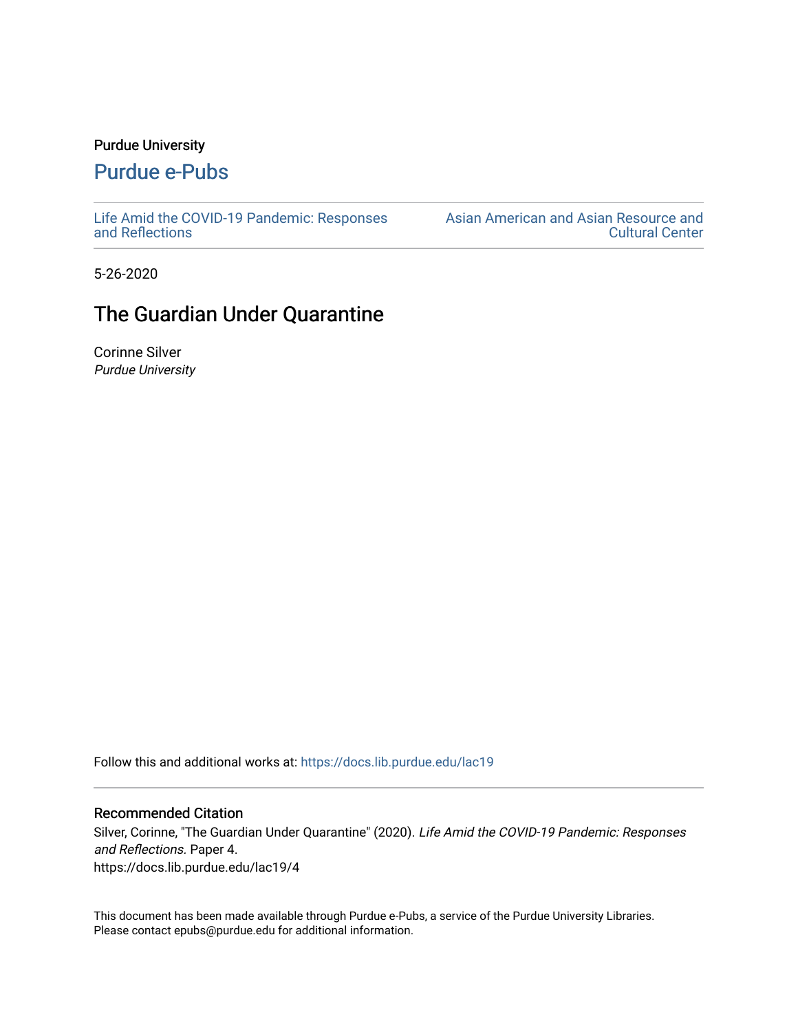Purdue University

# Purdue e-Pubs

Life Amid the COVID-19 Pandemic: Responses and Reflections

Asian American and Asian Resource and Cultural Center

5-26-2020

## The Guardian Under Quarantine

Corinne Silver
*Purdue University*

Follow this and additional works at: https://docs.lib.purdue.edu/lac19

### Recommended Citation

Silver, Corinne, "The Guardian Under Quarantine" (2020). *Life Amid the COVID-19 Pandemic: Responses and Reflections.* Paper 4.
https://docs.lib.purdue.edu/lac19/4

This document has been made available through Purdue e-Pubs, a service of the Purdue University Libraries. Please contact epubs@purdue.edu for additional information.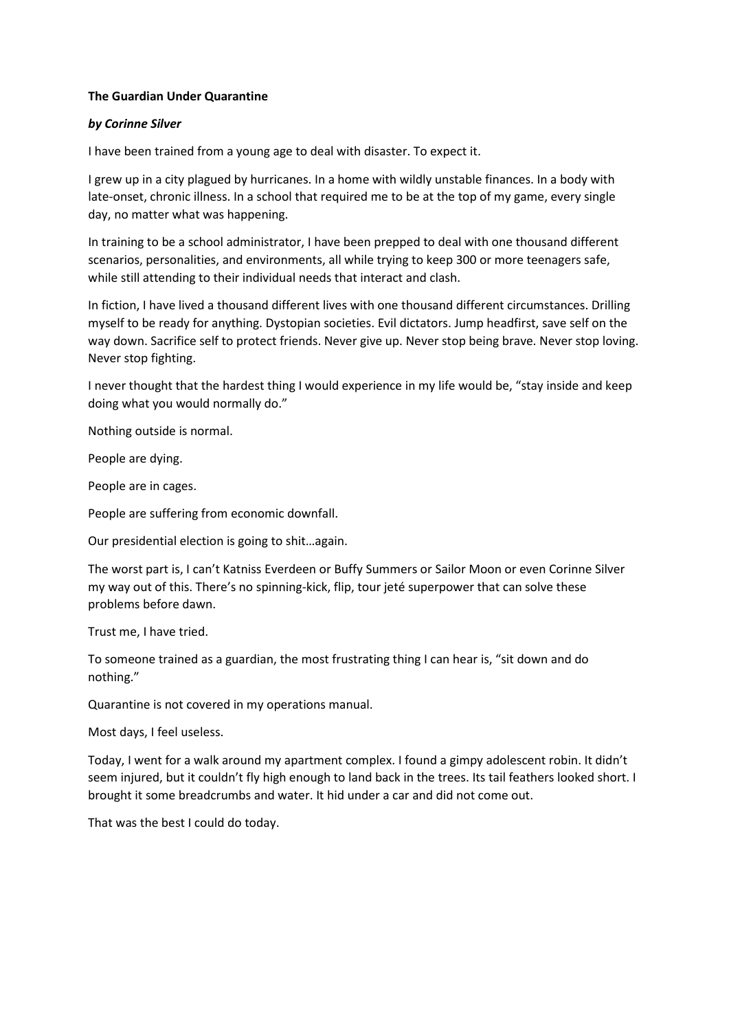**The Guardian Under Quarantine**

***by Corinne Silver***

I have been trained from a young age to deal with disaster. To expect it.

I grew up in a city plagued by hurricanes. In a home with wildly unstable finances. In a body with late-onset, chronic illness. In a school that required me to be at the top of my game, every single day, no matter what was happening.

In training to be a school administrator, I have been prepped to deal with one thousand different scenarios, personalities, and environments, all while trying to keep 300 or more teenagers safe, while still attending to their individual needs that interact and clash.

In fiction, I have lived a thousand different lives with one thousand different circumstances. Drilling myself to be ready for anything. Dystopian societies. Evil dictators. Jump headfirst, save self on the way down. Sacrifice self to protect friends. Never give up. Never stop being brave. Never stop loving. Never stop fighting.

I never thought that the hardest thing I would experience in my life would be, "stay inside and keep doing what you would normally do."

Nothing outside is normal.

People are dying.

People are in cages.

People are suffering from economic downfall.

Our presidential election is going to shit…again.

The worst part is, I can't Katniss Everdeen or Buffy Summers or Sailor Moon or even Corinne Silver my way out of this. There's no spinning-kick, flip, tour jeté superpower that can solve these problems before dawn.

Trust me, I have tried.

To someone trained as a guardian, the most frustrating thing I can hear is, "sit down and do nothing."

Quarantine is not covered in my operations manual.

Most days, I feel useless.

Today, I went for a walk around my apartment complex. I found a gimpy adolescent robin. It didn't seem injured, but it couldn't fly high enough to land back in the trees. Its tail feathers looked short. I brought it some breadcrumbs and water. It hid under a car and did not come out.

That was the best I could do today.